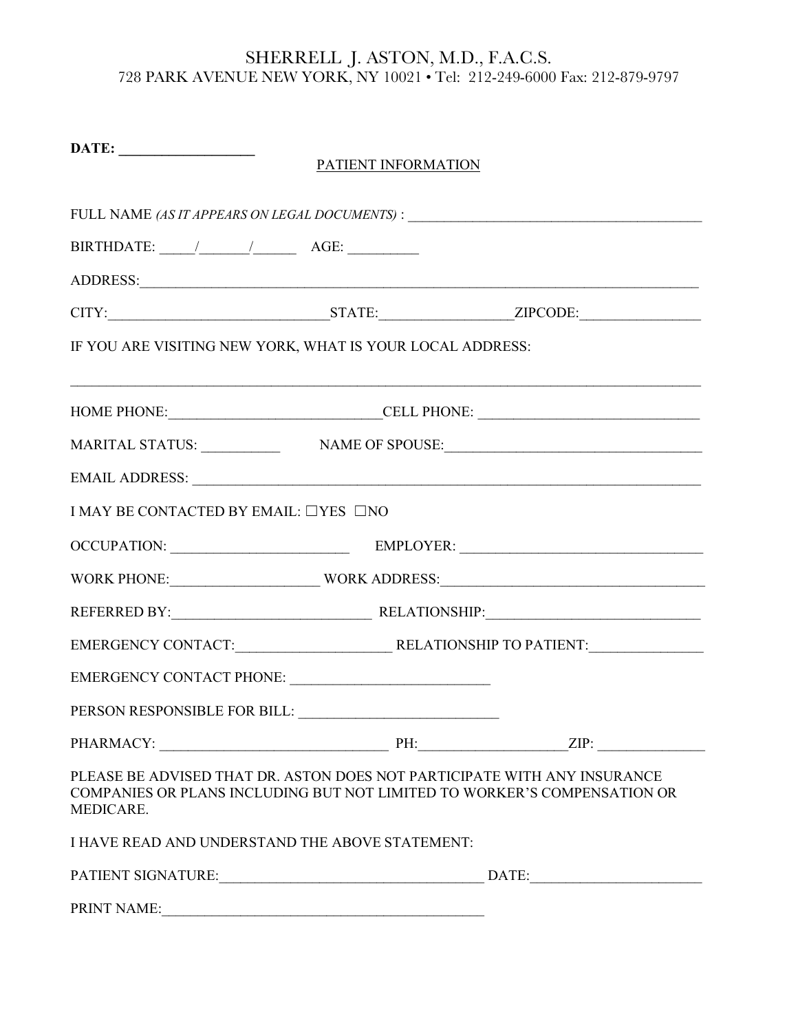# SHERRELL J. ASTON, M.D., F.A.C.S.

728 PARK AVENUE NEW YORK, NY 10021 • Tel: 212-249-6000 Fax: 212-879-9797

**DATE: ___________________**

PATIENT INFORMATION

FULL NAME *(AS IT APPEARS ON LEGAL DOCUMENTS)* : __________________________________________

BIRTHDATE: _____/_______/______ AGE: __________

ADDRESS:_________________________________________________________________________________

CITY:______________________________STATE:_________________ZIPCODE:________________

IF YOU ARE VISITING NEW YORK, WHAT IS YOUR LOCAL ADDRESS:

_________________________________________________________________________________________

HOME PHONE:_____________________________CELL PHONE: ______________________________

MARITAL STATUS: ___________ NAME OF SPOUSE:___________________________________

EMAIL ADDRESS: __________________________________________________________________________

I MAY BE CONTACTED BY EMAIL: ☐YES ☐NO

OCCUPATION: ________________________ EMPLOYER: _________________________________

WORK PHONE:____________________ WORK ADDRESS:____________________________________

REFERRED BY:__________________________ RELATIONSHIP:_____________________________

EMERGENCY CONTACT:_____________________ RELATIONSHIP TO PATIENT:_______________

EMERGENCY CONTACT PHONE: ___________________________

PERSON RESPONSIBLE FOR BILL: ___________________________

PHARMACY: ______________________________ PH:____________________ZIP: ______________

PLEASE BE ADVISED THAT DR. ASTON DOES NOT PARTICIPATE WITH ANY INSURANCE COMPANIES OR PLANS INCLUDING BUT NOT LIMITED TO WORKER'S COMPENSATION OR MEDICARE.

I HAVE READ AND UNDERSTAND THE ABOVE STATEMENT:

PATIENT SIGNATURE:____________________________________ DATE:_______________________

PRINT NAME:____________________________________________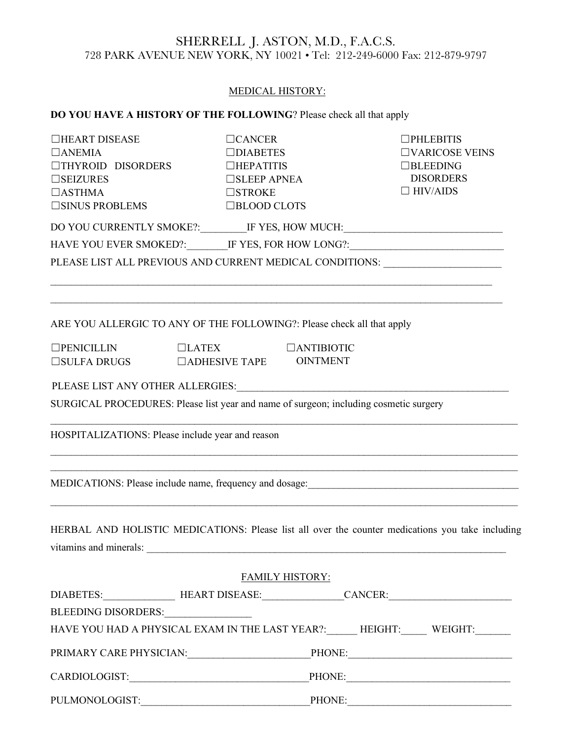SHERRELL J. ASTON, M.D., F.A.C.S.
728 PARK AVENUE NEW YORK, NY 10021 • Tel: 212-249-6000 Fax: 212-879-9797

## MEDICAL HISTORY:

**DO YOU HAVE A HISTORY OF THE FOLLOWING**? Please check all that apply

☐HEART DISEASE
☐ANEMIA
☐THYROID DISORDERS
☐SEIZURES
☐ASTHMA
☐SINUS PROBLEMS
☐CANCER
☐DIABETES
☐HEPATITIS
☐SLEEP APNEA
☐STROKE
☐BLOOD CLOTS
☐PHLEBITIS
☐VARICOSE VEINS
☐BLEEDING DISORDERS
☐ HIV/AIDS

DO YOU CURRENTLY SMOKE?:_________IF YES, HOW MUCH:______________________________

HAVE YOU EVER SMOKED?:________IF YES, FOR HOW LONG?:_____________________________

PLEASE LIST ALL PREVIOUS AND CURRENT MEDICAL CONDITIONS: ______________________

_____________________________________________________________________________

_____________________________________________________________________________

ARE YOU ALLERGIC TO ANY OF THE FOLLOWING?: Please check all that apply

☐PENICILLIN
☐SULFA DRUGS
☐LATEX
☐ADHESIVE TAPE
☐ANTIBIOTIC OINTMENT

PLEASE LIST ANY OTHER ALLERGIES:______________________________________________________

SURGICAL PROCEDURES: Please list year and name of surgeon; including cosmetic surgery

_____________________________________________________________________________

HOSPITALIZATIONS: Please include year and reason

_____________________________________________________________________________

_____________________________________________________________________________

MEDICATIONS: Please include name, frequency and dosage:_________________________________________

_____________________________________________________________________________

HERBAL AND HOLISTIC MEDICATIONS: Please list all over the counter medications you take including vitamins and minerals: _________________________________________________________________________

## FAMILY HISTORY:

DIABETES:______________ HEART DISEASE:________________CANCER:________________________

BLEEDING DISORDERS:_________________

HAVE YOU HAD A PHYSICAL EXAM IN THE LAST YEAR?:______ HEIGHT:_____ WEIGHT:_______

PRIMARY CARE PHYSICIAN:________________________PHONE:________________________________

CARDIOLOGIST:___________________________________PHONE:________________________________

PULMONOLOGIST:_________________________________PHONE:_________________________________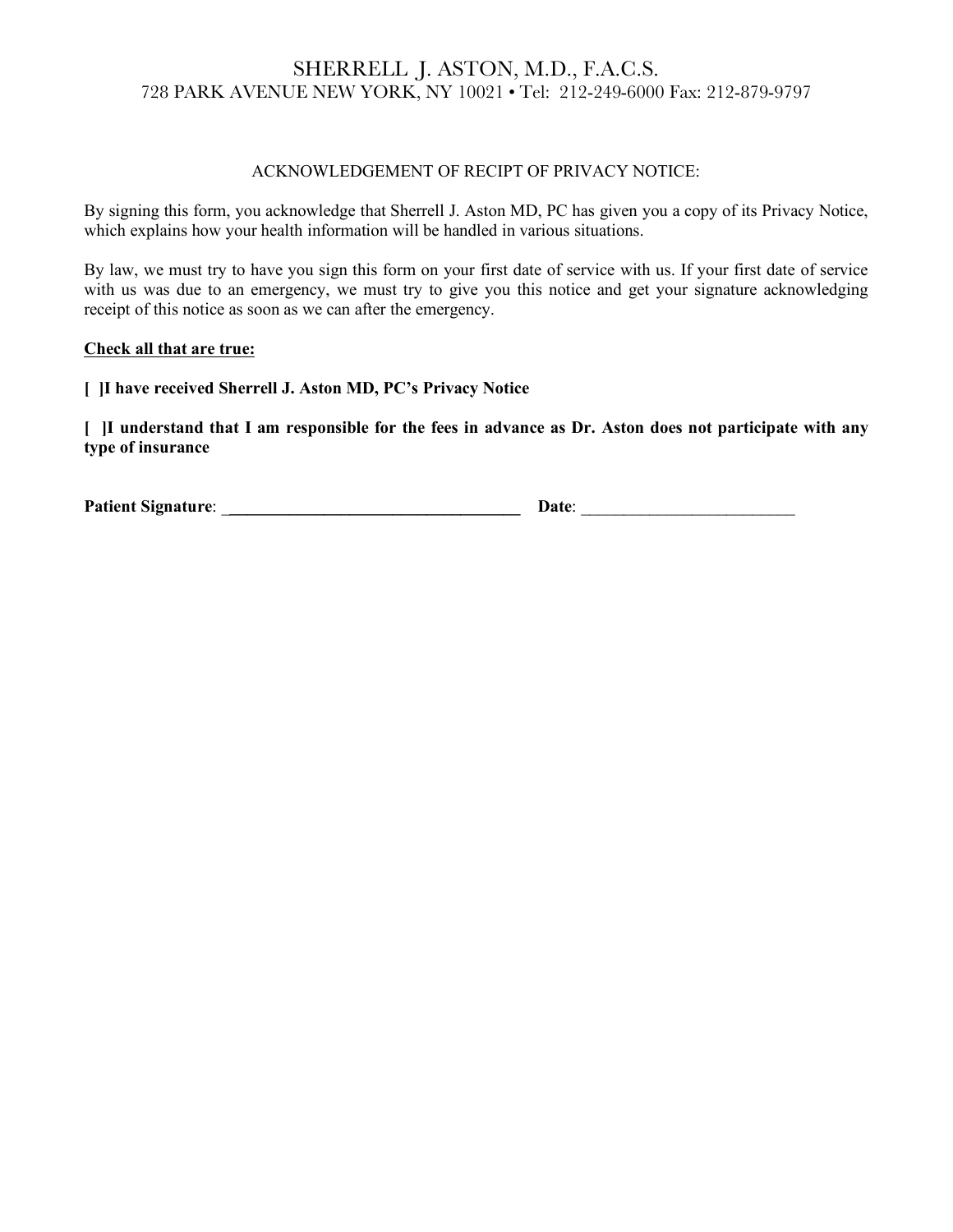# SHERRELL J. ASTON, M.D., F.A.C.S.

728 PARK AVENUE NEW YORK, NY 10021 • Tel: 212-249-6000 Fax: 212-879-9797

ACKNOWLEDGEMENT OF RECIPT OF PRIVACY NOTICE:

By signing this form, you acknowledge that Sherrell J. Aston MD, PC has given you a copy of its Privacy Notice, which explains how your health information will be handled in various situations.

By law, we must try to have you sign this form on your first date of service with us. If your first date of service with us was due to an emergency, we must try to give you this notice and get your signature acknowledging receipt of this notice as soon as we can after the emergency.

**Check all that are true:**

**[ ]I have received Sherrell J. Aston MD, PC's Privacy Notice**

**[ ]I understand that I am responsible for the fees in advance as Dr. Aston does not participate with any type of insurance**

**Patient Signature**: ___________________________________ **Date**: _________________________